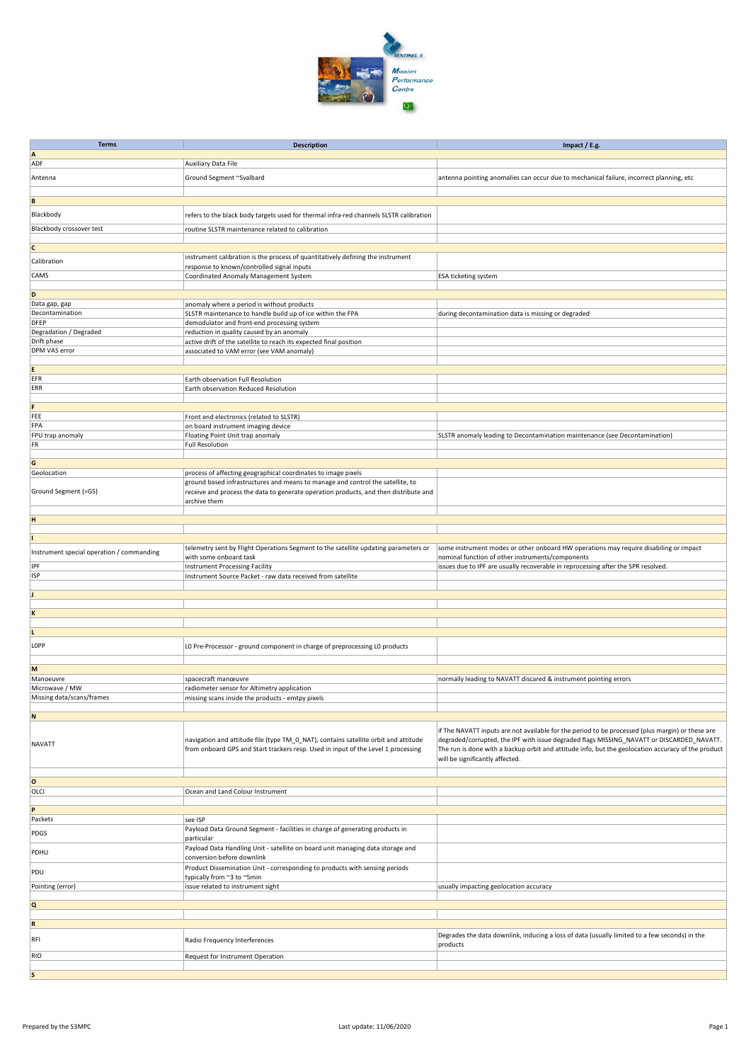| Terms | Description | Impact / E.g. |
|---|---|---|
| **A** | | |
| ADF | Auxiliary Data File | |
| Antenna | Ground Segment ~Svalbard | antenna pointing anomalies can occur due to mechanical failure, incorrect planning, etc |
| | | |
| **B** | | |
| Blackbody | refers to the black body targets used for thermal infra-red channels SLSTR calibration | |
| Blackbody crossover test | routine SLSTR maintenance related to calibration | |
| | | |
| **C** | | |
| Calibration | instrument calibration is the process of quantitatively defining the instrument response to known/controlled signal inputs | |
| CAMS | Coordinated Anomaly Management System | ESA ticketing system |
| | | |
| **D** | | |
| Data gap, gap | anomaly where a period is without products | |
| Decontamination | SLSTR maintenance to handle build up of ice within the FPA | during decontamination data is missing or degraded |
| DFEP | demodulator and front-end processing system | |
| Degradation / Degraded | reduction in quality caused by an anomaly | |
| Drift phase | active drift of the satellite to reach its expected final position | |
| DPM VAS error | associated to VAM error (see VAM anomaly) | |
| | | |
| **E** | | |
| EFR | Earth observation Full Resolution | |
| ERR | Earth observation Reduced Resolution | |
| | | |
| **F** | | |
| FEE | Front end electronics (related to SLSTR) | |
| FPA | on board instrument imaging device | |
| FPU trap anomaly | Floating Point Unit trap anomaly | SLSTR anomaly leading to Decontamination maintenance (see Decontamination) |
| FR | Full Resolution | |
| | | |
| **G** | | |
| Geolocation | process of affecting geographical coordinates to image pixels | |
| Ground Segment (=GS) | ground based infrastructures and means to manage and control the satellite, to receive and process the data to generate operation products, and then distribute and archive them | |
| | | |
| **H** | | |
| | | |
| **I** | | |
| Instrument special operation / commanding | telemetry sent by Flight Operations Segment to the satellite updating parameters or with some onboard task | some instrument modes or other onboard HW operations may require disabling or impact nominal function of other instruments/components |
| IPF | Instrument Processing Facility | issues due to IPF are usually recoverable in reprocessing after the SPR resolved. |
| ISP | Instrument Source Packet - raw data received from satellite | |
| | | |
| **J** | | |
| | | |
| **K** | | |
| | | |
| **L** | | |
| L0PP | L0 Pre-Processor - ground component in charge of preprocessing L0 products | |
| | | |
| **M** | | |
| Manœuvre | spacecraft manœuvre | normally leading to NAVATT discared & instrument pointing errors |
| Microwave / MW | radiometer sensor for Altimetry application | |
| Missing data/scans/frames | missing scans inside the products - emtpy pixels | |
| | | |
| **N** | | |
| NAVATT | navigation and attitude file (type TM_0_NAT), contains satellite orbit and attitude from onboard GPS and Start trackers resp. Used in input of the Level 1 processing | if The NAVATT inputs are not available for the period to be processed (plus margin) or these are degraded/corrupted, the IPF with issue degraded flags MISSING_NAVATT or DISCARDED_NAVATT. The run is done with a backup orbit and attitude info, but the geolocation accuracy of the product will be significantly affected. |
| | | |
| **O** | | |
| OLCI | Ocean and Land Colour Instrument | |
| | | |
| **P** | | |
| Packets | see ISP | |
| PDGS | Payload Data Ground Segment - facilities in charge of generating products in particular | |
| PDHU | Payload Data Handling Unit - satellite on board unit managing data storage and conversion before downlink | |
| PDU | Product Dissemination Unit - corresponding to products with sensing periods typically from ~3 to ~5min | |
| Pointing (error) | issue related to instrument sight | usually impacting geolocation accuracy |
| | | |
| **Q** | | |
| | | |
| **R** | | |
| RFI | Radio Frequency Interferences | Degrades the data downlink, inducing a loss of data (usually limited to a few seconds) in the products |
| RIO | Request for Instrument Operation | |
| | | |
| **S** | | |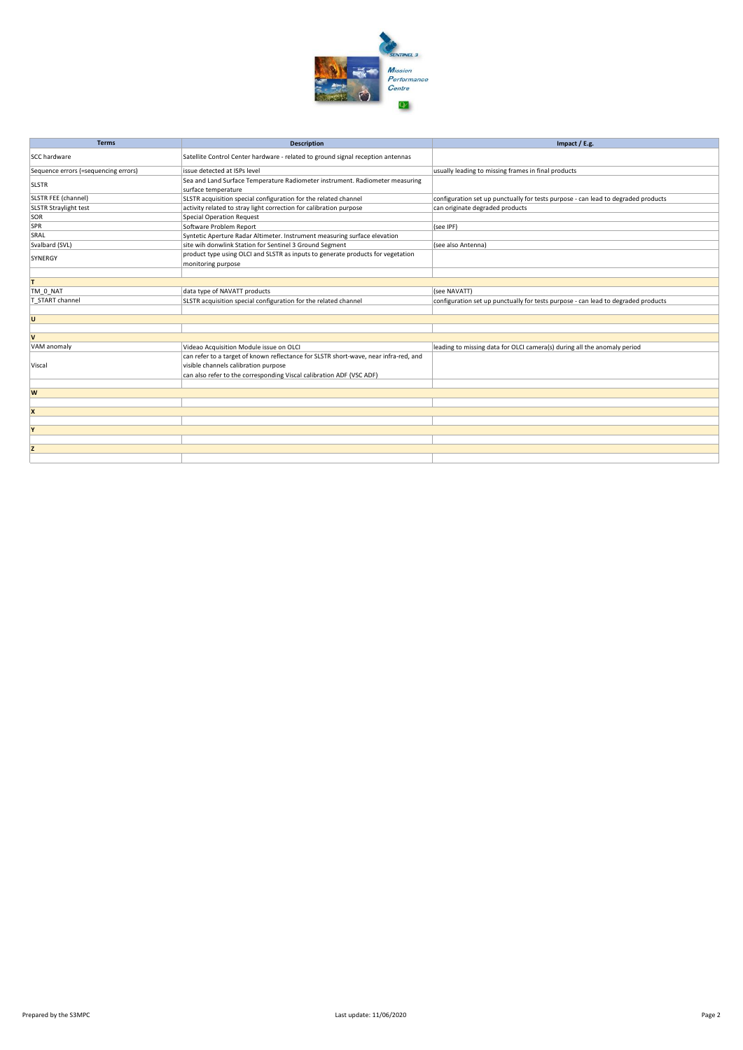| Terms | Description | Impact / E.g. |
| --- | --- | --- |
| SCC hardware | Satellite Control Center hardware - related to ground signal reception antennas | |
| Sequence errors (=sequencing errors) | issue detected at ISPs level | usually leading to missing frames in final products |
| SLSTR | Sea and Land Surface Temperature Radiometer instrument. Radiometer measuring surface temperature | |
| SLSTR FEE (channel) | SLSTR acquisition special configuration for the related channel | configuration set up punctually for tests purpose - can lead to degraded products |
| SLSTR Straylight test | activity related to stray light correction for calibration purpose | can originate degraded products |
| SOR | Special Operation Request | |
| SPR | Software Problem Report | (see IPF) |
| SRAL | Syntetic Aperture Radar Altimeter. Instrument measuring surface elevation | |
| Svalbard (SVL) | site wih donwlink Station for Sentinel 3 Ground Segment | (see also Antenna) |
| SYNERGY | product type using OLCI and SLSTR as inputs to generate products for vegetation monitoring purpose | |
| | | |
| **T** | | |
| TM_0_NAT | data type of NAVATT products | (see NAVATT) |
| T_START channel | SLSTR acquisition special configuration for the related channel | configuration set up punctually for tests purpose - can lead to degraded products |
| | | |
| **U** | | |
| | | |
| **V** | | |
| VAM anomaly | Videao Acquisition Module issue on OLCI | leading to missing data for OLCI camera(s) during all the anomaly period |
| Viscal | can refer to a target of known reflectance for SLSTR short-wave, near infra-red, and visible channels calibration purpose<br>can also refer to the corresponding Viscal calibration ADF (VSC ADF) | |
| | | |
| **W** | | |
| | | |
| **X** | | |
| | | |
| **Y** | | |
| | | |
| **Z** | | |
| | | |

Prepared by the S3MPC

Last update: 11/06/2020